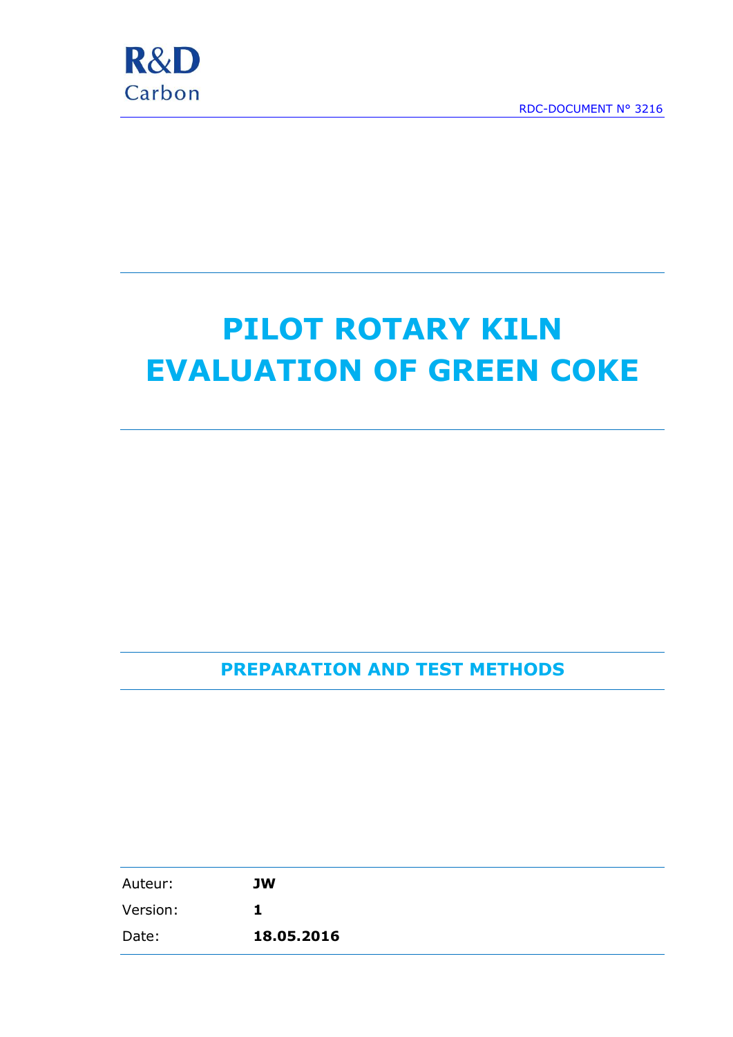R&D
Carbon

RDC-DOCUMENT N° 3216

# PILOT ROTARY KILN EVALUATION OF GREEN COKE

## PREPARATION AND TEST METHODS

| | |
|---|---|
| Auteur: | **JW** |
| Version: | **1** |
| Date: | **18.05.2016** |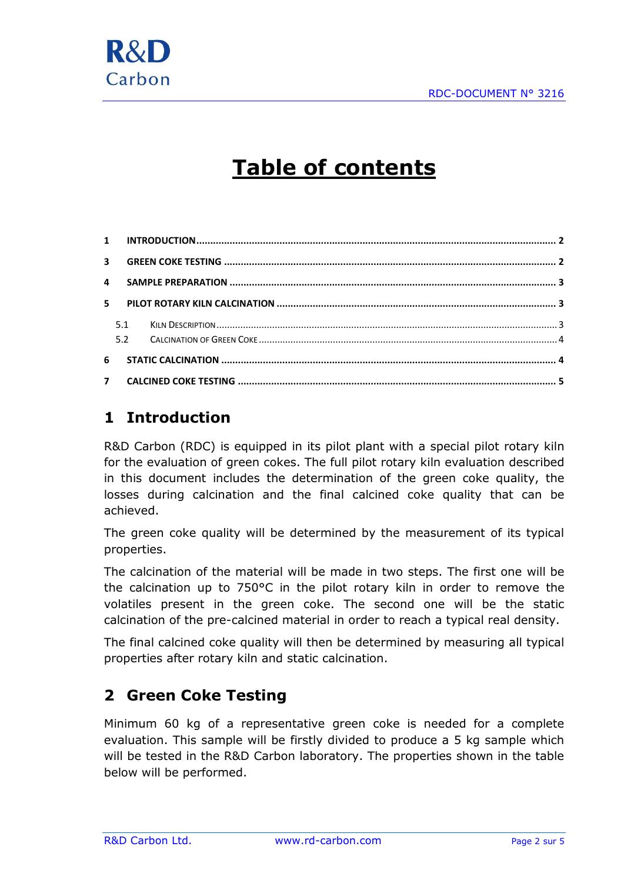# Table of contents

| | | |
|---|---|---|
| 1 | INTRODUCTION | 2 |
| 3 | GREEN COKE TESTING | 2 |
| 4 | SAMPLE PREPARATION | 3 |
| 5 | PILOT ROTARY KILN CALCINATION | 3 |
| 5.1 | KILN DESCRIPTION | 3 |
| 5.2 | CALCINATION OF GREEN COKE | 4 |
| 6 | STATIC CALCINATION | 4 |
| 7 | CALCINED COKE TESTING | 5 |

## 1 Introduction

R&D Carbon (RDC) is equipped in its pilot plant with a special pilot rotary kiln for the evaluation of green cokes. The full pilot rotary kiln evaluation described in this document includes the determination of the green coke quality, the losses during calcination and the final calcined coke quality that can be achieved.

The green coke quality will be determined by the measurement of its typical properties.

The calcination of the material will be made in two steps. The first one will be the calcination up to 750°C in the pilot rotary kiln in order to remove the volatiles present in the green coke. The second one will be the static calcination of the pre-calcined material in order to reach a typical real density.

The final calcined coke quality will then be determined by measuring all typical properties after rotary kiln and static calcination.

## 2 Green Coke Testing

Minimum 60 kg of a representative green coke is needed for a complete evaluation. This sample will be firstly divided to produce a 5 kg sample which will be tested in the R&D Carbon laboratory. The properties shown in the table below will be performed.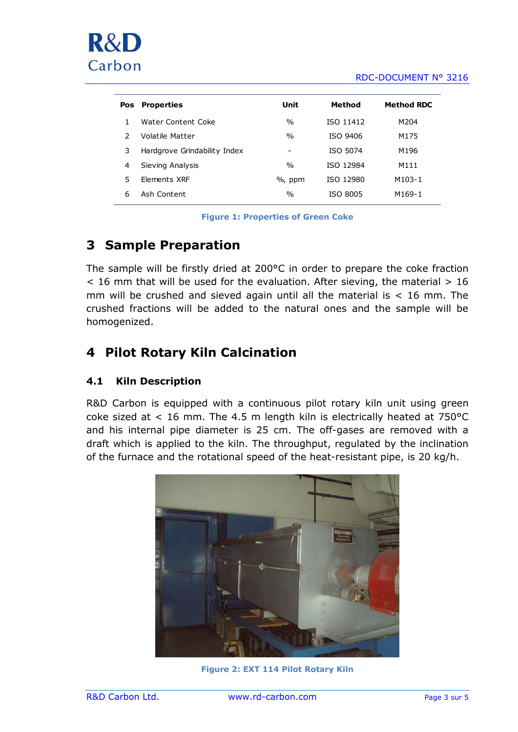| Pos | Properties | Unit | Method | Method RDC |
|---|---|---|---|---|
| 1 | Water Content Coke | % | ISO 11412 | M204 |
| 2 | Volatile Matter | % | ISO 9406 | M175 |
| 3 | Hardgrove Grindability Index | - | ISO 5074 | M196 |
| 4 | Sieving Analysis | % | ISO 12984 | M111 |
| 5 | Elements XRF | %, ppm | ISO 12980 | M103-1 |
| 6 | Ash Content | % | ISO 8005 | M169-1 |

**Figure 1: Properties of Green Coke**

# 3 Sample Preparation

The sample will be firstly dried at 200°C in order to prepare the coke fraction < 16 mm that will be used for the evaluation. After sieving, the material > 16 mm will be crushed and sieved again until all the material is < 16 mm. The crushed fractions will be added to the natural ones and the sample will be homogenized.

# 4 Pilot Rotary Kiln Calcination

## 4.1 Kiln Description

R&D Carbon is equipped with a continuous pilot rotary kiln unit using green coke sized at < 16 mm. The 4.5 m length kiln is electrically heated at 750°C and his internal pipe diameter is 25 cm. The off-gases are removed with a draft which is applied to the kiln. The throughput, regulated by the inclination of the furnace and the rotational speed of the heat-resistant pipe, is 20 kg/h.

**Figure 2: EXT 114 Pilot Rotary Kiln**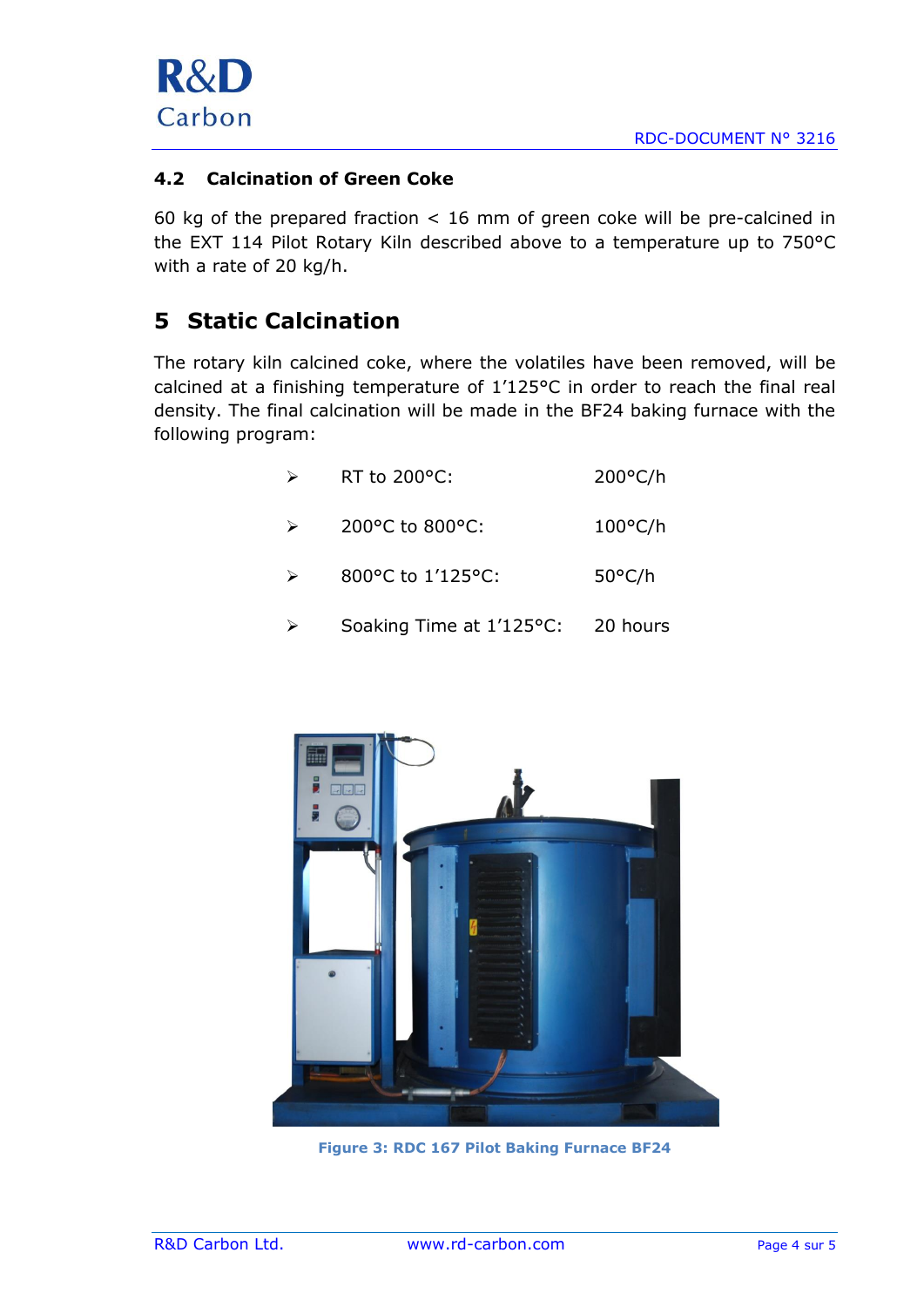### 4.2 Calcination of Green Coke

60 kg of the prepared fraction < 16 mm of green coke will be pre-calcined in the EXT 114 Pilot Rotary Kiln described above to a temperature up to 750°C with a rate of 20 kg/h.

## 5 Static Calcination

The rotary kiln calcined coke, where the volatiles have been removed, will be calcined at a finishing temperature of 1'125°C in order to reach the final real density. The final calcination will be made in the BF24 baking furnace with the following program:

- RT to 200°C: 200°C/h
- 200°C to 800°C: 100°C/h
- 800°C to 1'125°C: 50°C/h
- Soaking Time at 1'125°C: 20 hours

Figure 3: RDC 167 Pilot Baking Furnace BF24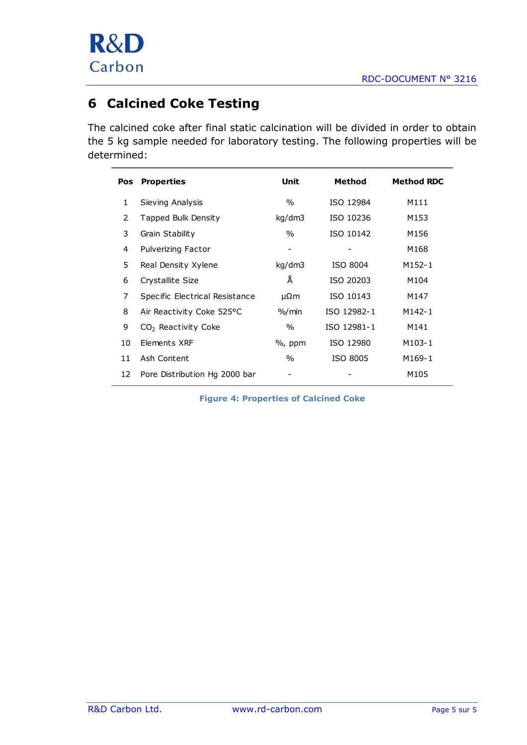# 6 Calcined Coke Testing

The calcined coke after final static calcination will be divided in order to obtain the 5 kg sample needed for laboratory testing. The following properties will be determined:

| Pos | Properties | Unit | Method | Method RDC |
|---|---|---|---|---|
| 1 | Sieving Analysis | % | ISO 12984 | M111 |
| 2 | Tapped Bulk Density | kg/dm3 | ISO 10236 | M153 |
| 3 | Grain Stability | % | ISO 10142 | M156 |
| 4 | Pulverizing Factor | - | - | M168 |
| 5 | Real Density Xylene | kg/dm3 | ISO 8004 | M152-1 |
| 6 | Crystallite Size | Å | ISO 20203 | M104 |
| 7 | Specific Electrical Resistance | μΩm | ISO 10143 | M147 |
| 8 | Air Reactivity Coke 525°C | %/min | ISO 12982-1 | M142-1 |
| 9 | $CO_2$ Reactivity Coke | % | ISO 12981-1 | M141 |
| 10 | Elements XRF | %, ppm | ISO 12980 | M103-1 |
| 11 | Ash Content | % | ISO 8005 | M169-1 |
| 12 | Pore Distribution Hg 2000 bar | - | - | M105 |

**Figure 4: Properties of Calcined Coke**